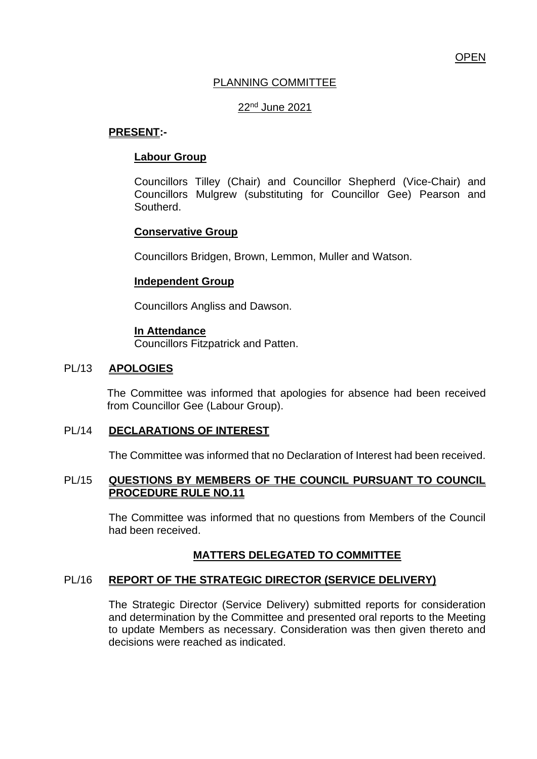OPEN

# PLANNING COMMITTEE

22nd June 2021

**PRESENT:-**

**Labour Group**

Councillors Tilley (Chair) and Councillor Shepherd (Vice-Chair) and Councillors Mulgrew (substituting for Councillor Gee) Pearson and Southerd.

**Conservative Group**

Councillors Bridgen, Brown, Lemmon, Muller and Watson.

**Independent Group**

Councillors Angliss and Dawson.

**In Attendance**

Councillors Fitzpatrick and Patten.

## PL/13 APOLOGIES

The Committee was informed that apologies for absence had been received from Councillor Gee (Labour Group).

## PL/14 DECLARATIONS OF INTEREST

The Committee was informed that no Declaration of Interest had been received.

## PL/15 QUESTIONS BY MEMBERS OF THE COUNCIL PURSUANT TO COUNCIL PROCEDURE RULE NO.11

The Committee was informed that no questions from Members of the Council had been received.

## MATTERS DELEGATED TO COMMITTEE

## PL/16 REPORT OF THE STRATEGIC DIRECTOR (SERVICE DELIVERY)

The Strategic Director (Service Delivery) submitted reports for consideration and determination by the Committee and presented oral reports to the Meeting to update Members as necessary. Consideration was then given thereto and decisions were reached as indicated.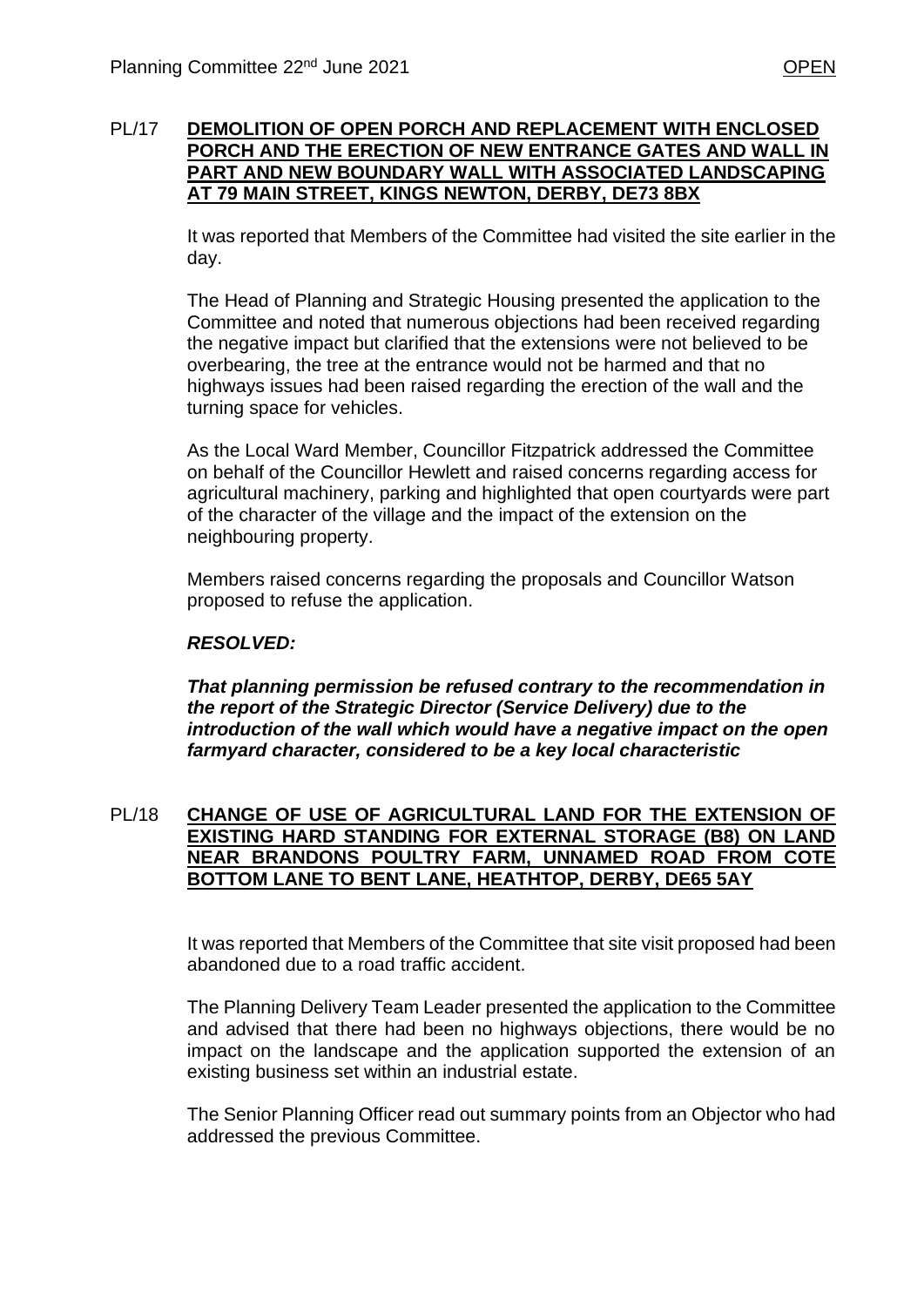## PL/17 DEMOLITION OF OPEN PORCH AND REPLACEMENT WITH ENCLOSED PORCH AND THE ERECTION OF NEW ENTRANCE GATES AND WALL IN PART AND NEW BOUNDARY WALL WITH ASSOCIATED LANDSCAPING AT 79 MAIN STREET, KINGS NEWTON, DERBY, DE73 8BX

It was reported that Members of the Committee had visited the site earlier in the day.

The Head of Planning and Strategic Housing presented the application to the Committee and noted that numerous objections had been received regarding the negative impact but clarified that the extensions were not believed to be overbearing, the tree at the entrance would not be harmed and that no highways issues had been raised regarding the erection of the wall and the turning space for vehicles.

As the Local Ward Member, Councillor Fitzpatrick addressed the Committee on behalf of the Councillor Hewlett and raised concerns regarding access for agricultural machinery, parking and highlighted that open courtyards were part of the character of the village and the impact of the extension on the neighbouring property.

Members raised concerns regarding the proposals and Councillor Watson proposed to refuse the application.

***RESOLVED:***

***That planning permission be refused contrary to the recommendation in the report of the Strategic Director (Service Delivery) due to the introduction of the wall which would have a negative impact on the open farmyard character, considered to be a key local characteristic***

## PL/18 CHANGE OF USE OF AGRICULTURAL LAND FOR THE EXTENSION OF EXISTING HARD STANDING FOR EXTERNAL STORAGE (B8) ON LAND NEAR BRANDONS POULTRY FARM, UNNAMED ROAD FROM COTE BOTTOM LANE TO BENT LANE, HEATHTOP, DERBY, DE65 5AY

It was reported that Members of the Committee that site visit proposed had been abandoned due to a road traffic accident.

The Planning Delivery Team Leader presented the application to the Committee and advised that there had been no highways objections, there would be no impact on the landscape and the application supported the extension of an existing business set within an industrial estate.

The Senior Planning Officer read out summary points from an Objector who had addressed the previous Committee.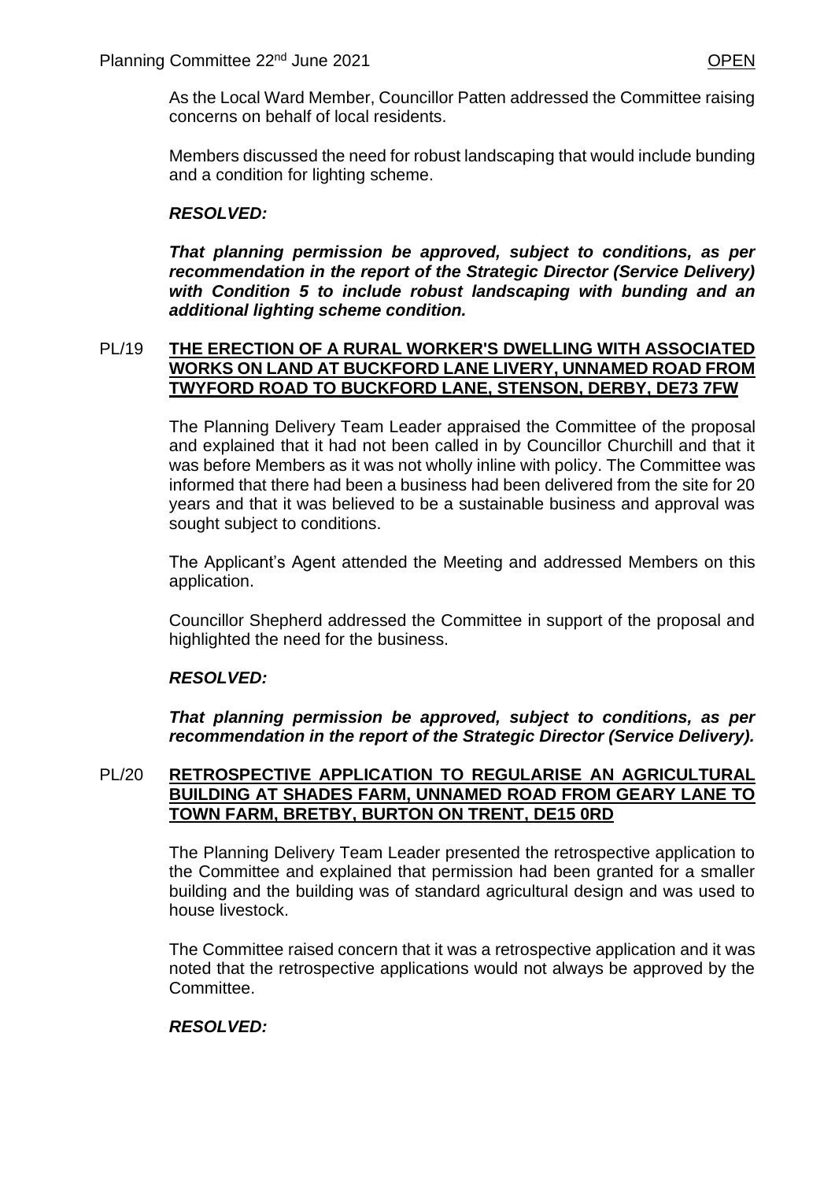As the Local Ward Member, Councillor Patten addressed the Committee raising concerns on behalf of local residents.

Members discussed the need for robust landscaping that would include bunding and a condition for lighting scheme.

***RESOLVED:***

***That planning permission be approved, subject to conditions, as per recommendation in the report of the Strategic Director (Service Delivery) with Condition 5 to include robust landscaping with bunding and an additional lighting scheme condition.***

**PL/19 THE ERECTION OF A RURAL WORKER'S DWELLING WITH ASSOCIATED WORKS ON LAND AT BUCKFORD LANE LIVERY, UNNAMED ROAD FROM TWYFORD ROAD TO BUCKFORD LANE, STENSON, DERBY, DE73 7FW**

The Planning Delivery Team Leader appraised the Committee of the proposal and explained that it had not been called in by Councillor Churchill and that it was before Members as it was not wholly inline with policy. The Committee was informed that there had been a business had been delivered from the site for 20 years and that it was believed to be a sustainable business and approval was sought subject to conditions.

The Applicant's Agent attended the Meeting and addressed Members on this application.

Councillor Shepherd addressed the Committee in support of the proposal and highlighted the need for the business.

***RESOLVED:***

***That planning permission be approved, subject to conditions, as per recommendation in the report of the Strategic Director (Service Delivery).***

**PL/20 RETROSPECTIVE APPLICATION TO REGULARISE AN AGRICULTURAL BUILDING AT SHADES FARM, UNNAMED ROAD FROM GEARY LANE TO TOWN FARM, BRETBY, BURTON ON TRENT, DE15 0RD**

The Planning Delivery Team Leader presented the retrospective application to the Committee and explained that permission had been granted for a smaller building and the building was of standard agricultural design and was used to house livestock.

The Committee raised concern that it was a retrospective application and it was noted that the retrospective applications would not always be approved by the Committee.

***RESOLVED:***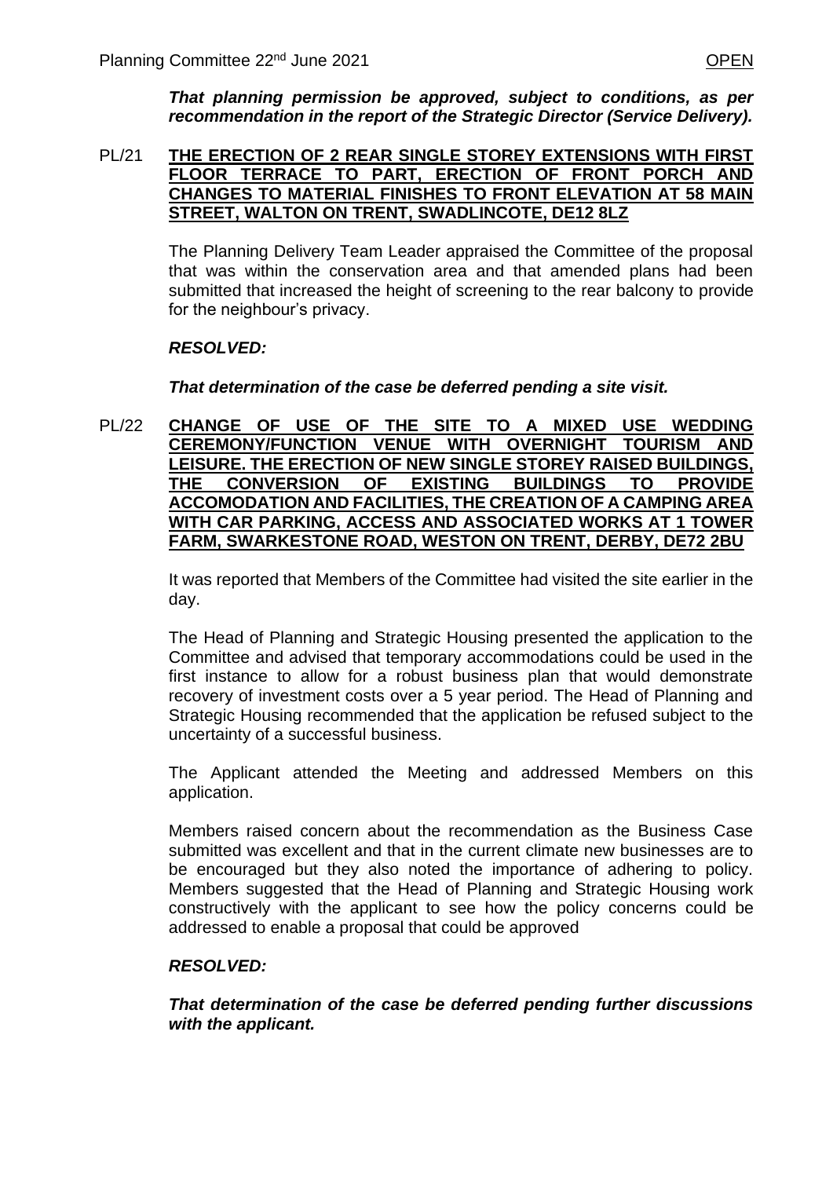***That planning permission be approved, subject to conditions, as per recommendation in the report of the Strategic Director (Service Delivery).***

PL/21 **THE ERECTION OF 2 REAR SINGLE STOREY EXTENSIONS WITH FIRST FLOOR TERRACE TO PART, ERECTION OF FRONT PORCH AND CHANGES TO MATERIAL FINISHES TO FRONT ELEVATION AT 58 MAIN STREET, WALTON ON TRENT, SWADLINCOTE, DE12 8LZ**

The Planning Delivery Team Leader appraised the Committee of the proposal that was within the conservation area and that amended plans had been submitted that increased the height of screening to the rear balcony to provide for the neighbour's privacy.

***RESOLVED:***

***That determination of the case be deferred pending a site visit.***

PL/22 **CHANGE OF USE OF THE SITE TO A MIXED USE WEDDING CEREMONY/FUNCTION VENUE WITH OVERNIGHT TOURISM AND LEISURE. THE ERECTION OF NEW SINGLE STOREY RAISED BUILDINGS, THE CONVERSION OF EXISTING BUILDINGS TO PROVIDE ACCOMODATION AND FACILITIES, THE CREATION OF A CAMPING AREA WITH CAR PARKING, ACCESS AND ASSOCIATED WORKS AT 1 TOWER FARM, SWARKESTONE ROAD, WESTON ON TRENT, DERBY, DE72 2BU**

It was reported that Members of the Committee had visited the site earlier in the day.

The Head of Planning and Strategic Housing presented the application to the Committee and advised that temporary accommodations could be used in the first instance to allow for a robust business plan that would demonstrate recovery of investment costs over a 5 year period. The Head of Planning and Strategic Housing recommended that the application be refused subject to the uncertainty of a successful business.

The Applicant attended the Meeting and addressed Members on this application.

Members raised concern about the recommendation as the Business Case submitted was excellent and that in the current climate new businesses are to be encouraged but they also noted the importance of adhering to policy. Members suggested that the Head of Planning and Strategic Housing work constructively with the applicant to see how the policy concerns could be addressed to enable a proposal that could be approved

***RESOLVED:***

***That determination of the case be deferred pending further discussions with the applicant.***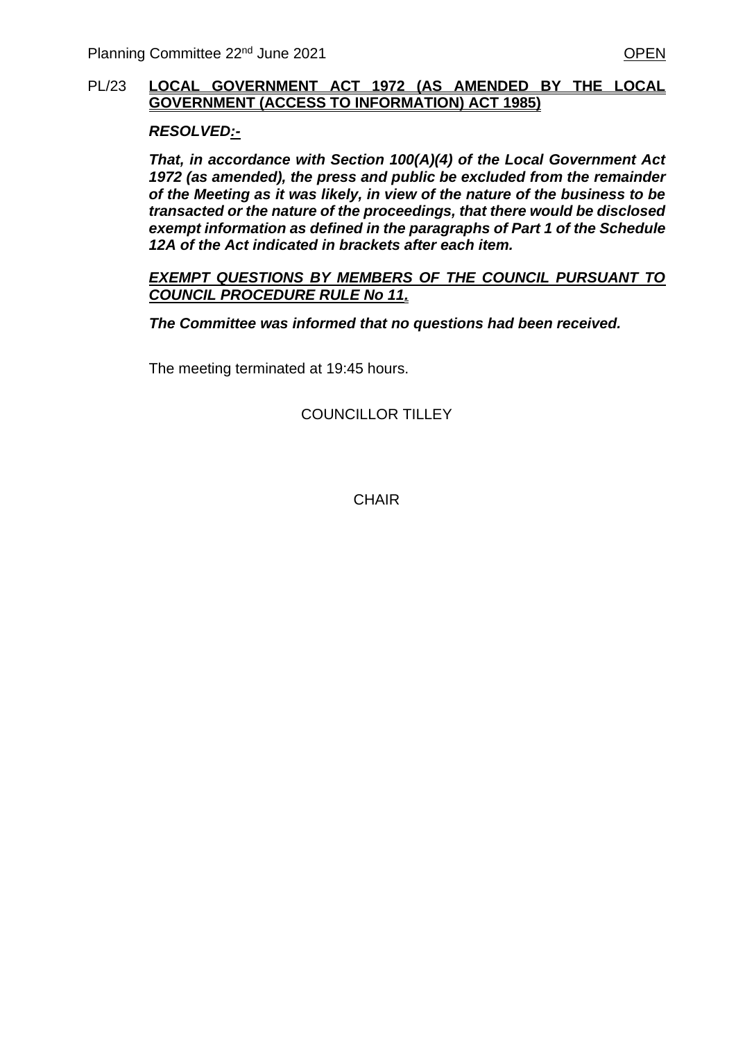PL/23 **LOCAL GOVERNMENT ACT 1972 (AS AMENDED BY THE LOCAL GOVERNMENT (ACCESS TO INFORMATION) ACT 1985)**

***RESOLVED:-***

***That, in accordance with Section 100(A)(4) of the Local Government Act 1972 (as amended), the press and public be excluded from the remainder of the Meeting as it was likely, in view of the nature of the business to be transacted or the nature of the proceedings, that there would be disclosed exempt information as defined in the paragraphs of Part 1 of the Schedule 12A of the Act indicated in brackets after each item.***

***EXEMPT QUESTIONS BY MEMBERS OF THE COUNCIL PURSUANT TO COUNCIL PROCEDURE RULE No 11.***

***The Committee was informed that no questions had been received.***

The meeting terminated at 19:45 hours.

COUNCILLOR TILLEY

CHAIR